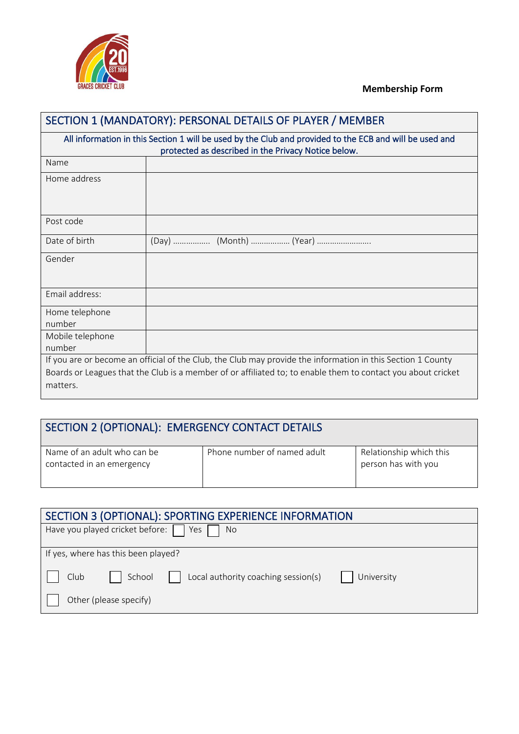GRACES CRICKET CLUB

**Membership Form**

## SECTION 1 (MANDATORY): PERSONAL DETAILS OF PLAYER / MEMBER

All information in this Section 1 will be used by the Club and provided to the ECB and will be used and protected as described in the Privacy Notice below.

| | |
|---|---|
| Name | |
| Home address | |
| Post code | |
| Date of birth | (Day) ................ (Month) ................. (Year) ........................ |
| Gender | |
| Email address: | |
| Home telephone number | |
| Mobile telephone number | |

If you are or become an official of the Club, the Club may provide the information in this Section 1 County Boards or Leagues that the Club is a member of or affiliated to; to enable them to contact you about cricket matters.

## SECTION 2 (OPTIONAL): EMERGENCY CONTACT DETAILS

| Name of an adult who can be contacted in an emergency | Phone number of named adult | Relationship which this person has with you |
|---|---|---|
| | | |

## SECTION 3 (OPTIONAL): SPORTING EXPERIENCE INFORMATION

Have you played cricket before: ☐ Yes ☐ No

If yes, where has this been played?

☐ Club ☐ School ☐ Local authority coaching session(s) ☐ University

☐ Other (please specify)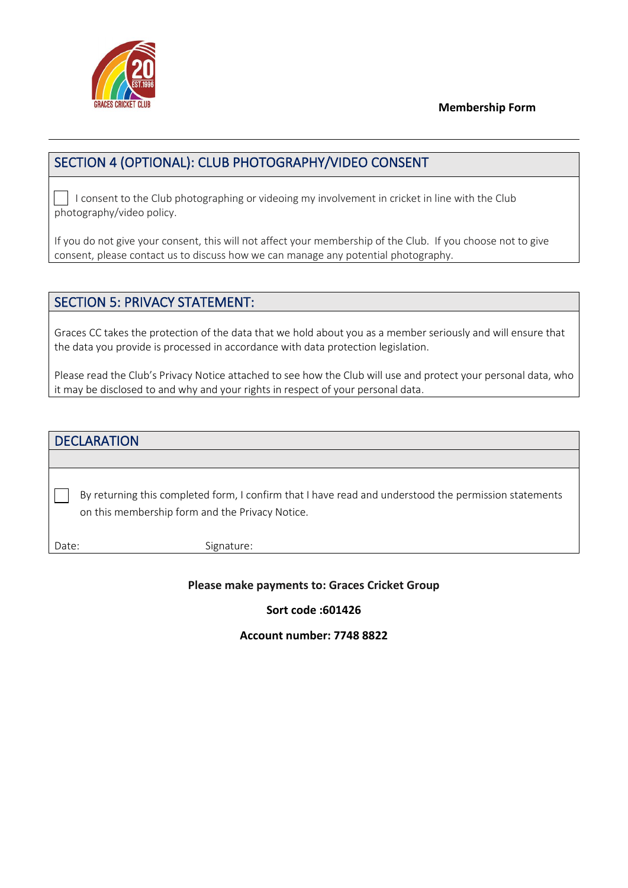**Membership Form**

## SECTION 4 (OPTIONAL): CLUB PHOTOGRAPHY/VIDEO CONSENT

☐ I consent to the Club photographing or videoing my involvement in cricket in line with the Club photography/video policy.

If you do not give your consent, this will not affect your membership of the Club. If you choose not to give consent, please contact us to discuss how we can manage any potential photography.

## SECTION 5: PRIVACY STATEMENT:

Graces CC takes the protection of the data that we hold about you as a member seriously and will ensure that the data you provide is processed in accordance with data protection legislation.

Please read the Club's Privacy Notice attached to see how the Club will use and protect your personal data, who it may be disclosed to and why and your rights in respect of your personal data.

## DECLARATION

☐ By returning this completed form, I confirm that I have read and understood the permission statements on this membership form and the Privacy Notice.

Date: Signature:

**Please make payments to: Graces Cricket Group**

**Sort code :601426**

**Account number: 7748 8822**